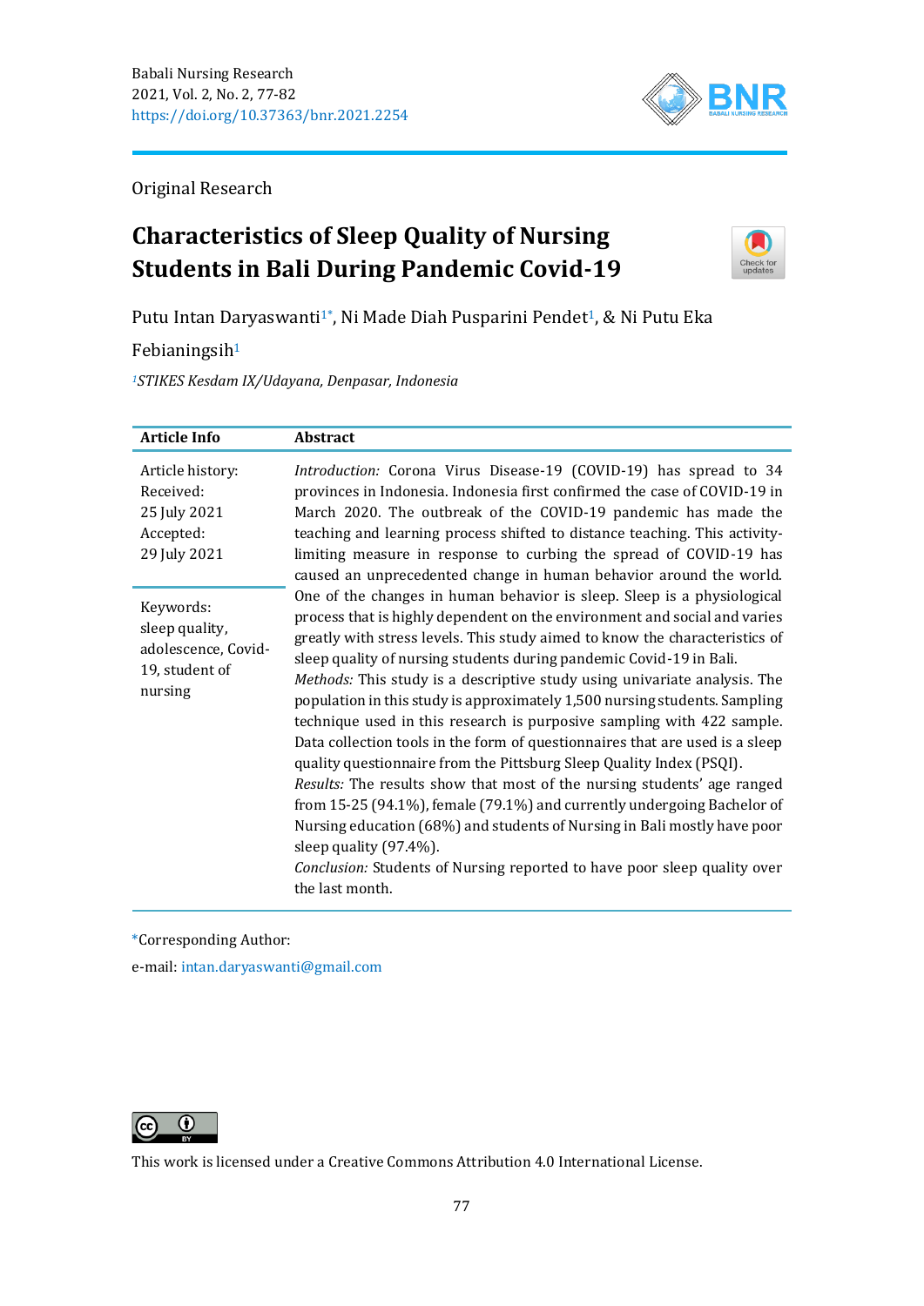Original Research

# Characteristics of Sleep Quality of Nursing Students in Bali During Pandemic Covid-19

Putu Intan Daryaswanti[1*], Ni Made Diah Pusparini Pendet[1], & Ni Putu Eka Febianingsih[1]

[1]*STIKES Kesdam IX/Udayana, Denpasar, Indonesia*

| Article Info | Abstract |
|---|---|
| Article history:<br>Received:<br>25 July 2021<br>Accepted:<br>29 July 2021<br><br>Keywords:<br>sleep quality, adolescence, Covid-19, student of nursing | *Introduction:* Corona Virus Disease-19 (COVID-19) has spread to 34 provinces in Indonesia. Indonesia first confirmed the case of COVID-19 in March 2020. The outbreak of the COVID-19 pandemic has made the teaching and learning process shifted to distance teaching. This activity-limiting measure in response to curbing the spread of COVID-19 has caused an unprecedented change in human behavior around the world. One of the changes in human behavior is sleep. Sleep is a physiological process that is highly dependent on the environment and social and varies greatly with stress levels. This study aimed to know the characteristics of sleep quality of nursing students during pandemic Covid-19 in Bali.<br>*Methods:* This study is a descriptive study using univariate analysis. The population in this study is approximately 1,500 nursing students. Sampling technique used in this research is purposive sampling with 422 sample. Data collection tools in the form of questionnaires that are used is a sleep quality questionnaire from the Pittsburg Sleep Quality Index (PSQI).<br>*Results:* The results show that most of the nursing students' age ranged from 15-25 (94.1%), female (79.1%) and currently undergoing Bachelor of Nursing education (68%) and students of Nursing in Bali mostly have poor sleep quality (97.4%).<br>*Conclusion:* Students of Nursing reported to have poor sleep quality over the last month. |

*Corresponding Author:
e-mail: intan.daryaswanti@gmail.com

This work is licensed under a Creative Commons Attribution 4.0 International License.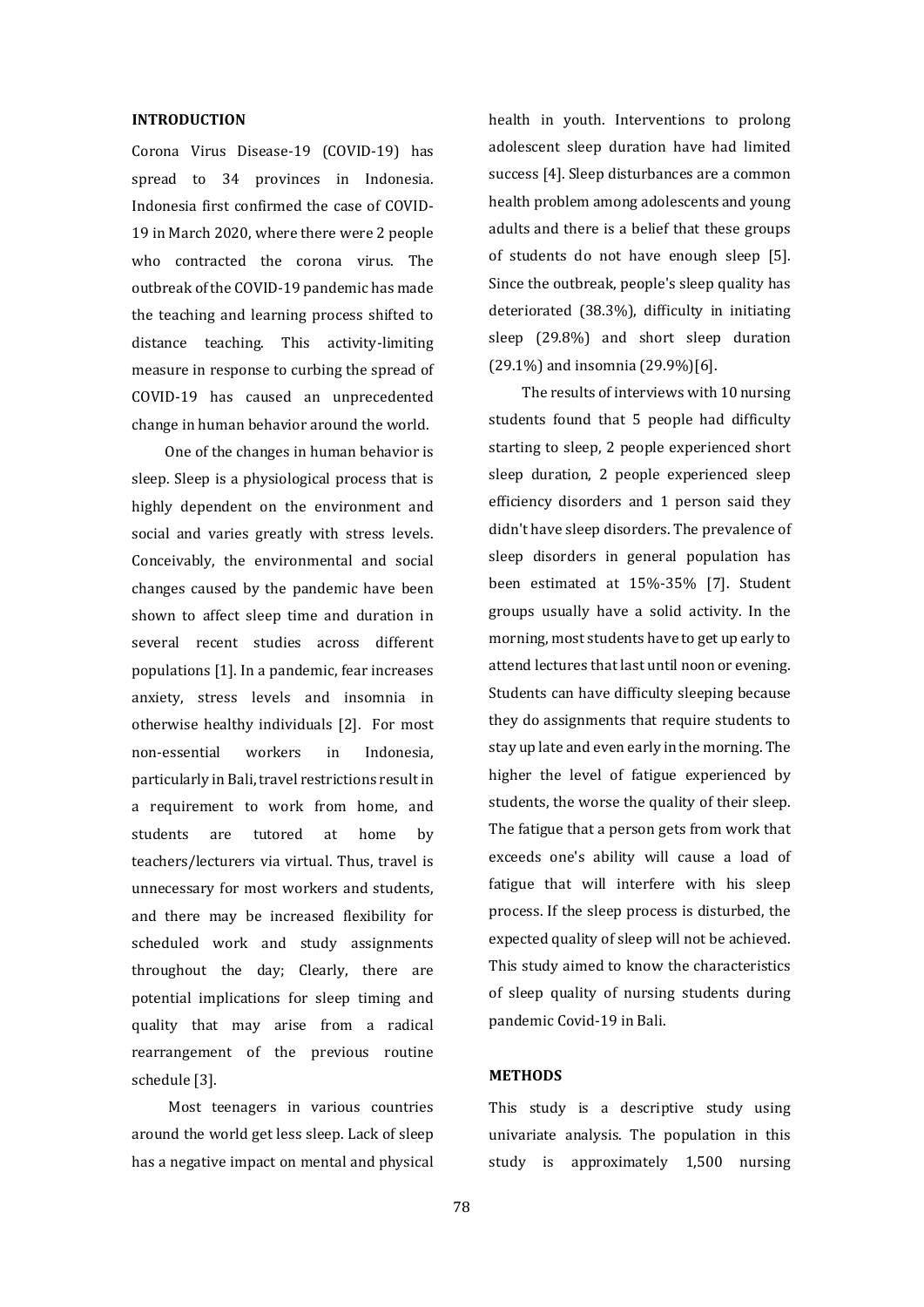## INTRODUCTION

Corona Virus Disease-19 (COVID-19) has spread to 34 provinces in Indonesia. Indonesia first confirmed the case of COVID-19 in March 2020, where there were 2 people who contracted the corona virus. The outbreak of the COVID-19 pandemic has made the teaching and learning process shifted to distance teaching. This activity-limiting measure in response to curbing the spread of COVID-19 has caused an unprecedented change in human behavior around the world.

One of the changes in human behavior is sleep. Sleep is a physiological process that is highly dependent on the environment and social and varies greatly with stress levels. Conceivably, the environmental and social changes caused by the pandemic have been shown to affect sleep time and duration in several recent studies across different populations [1]. In a pandemic, fear increases anxiety, stress levels and insomnia in otherwise healthy individuals [2]. For most non-essential workers in Indonesia, particularly in Bali, travel restrictions result in a requirement to work from home, and students are tutored at home by teachers/lecturers via virtual. Thus, travel is unnecessary for most workers and students, and there may be increased flexibility for scheduled work and study assignments throughout the day; Clearly, there are potential implications for sleep timing and quality that may arise from a radical rearrangement of the previous routine schedule [3].

Most teenagers in various countries around the world get less sleep. Lack of sleep has a negative impact on mental and physical health in youth. Interventions to prolong adolescent sleep duration have had limited success [4]. Sleep disturbances are a common health problem among adolescents and young adults and there is a belief that these groups of students do not have enough sleep [5]. Since the outbreak, people's sleep quality has deteriorated (38.3%), difficulty in initiating sleep (29.8%) and short sleep duration (29.1%) and insomnia (29.9%)[6].

The results of interviews with 10 nursing students found that 5 people had difficulty starting to sleep, 2 people experienced short sleep duration, 2 people experienced sleep efficiency disorders and 1 person said they didn't have sleep disorders. The prevalence of sleep disorders in general population has been estimated at 15%-35% [7]. Student groups usually have a solid activity. In the morning, most students have to get up early to attend lectures that last until noon or evening. Students can have difficulty sleeping because they do assignments that require students to stay up late and even early in the morning. The higher the level of fatigue experienced by students, the worse the quality of their sleep. The fatigue that a person gets from work that exceeds one's ability will cause a load of fatigue that will interfere with his sleep process. If the sleep process is disturbed, the expected quality of sleep will not be achieved. This study aimed to know the characteristics of sleep quality of nursing students during pandemic Covid-19 in Bali.

## METHODS

This study is a descriptive study using univariate analysis. The population in this study is approximately 1,500 nursing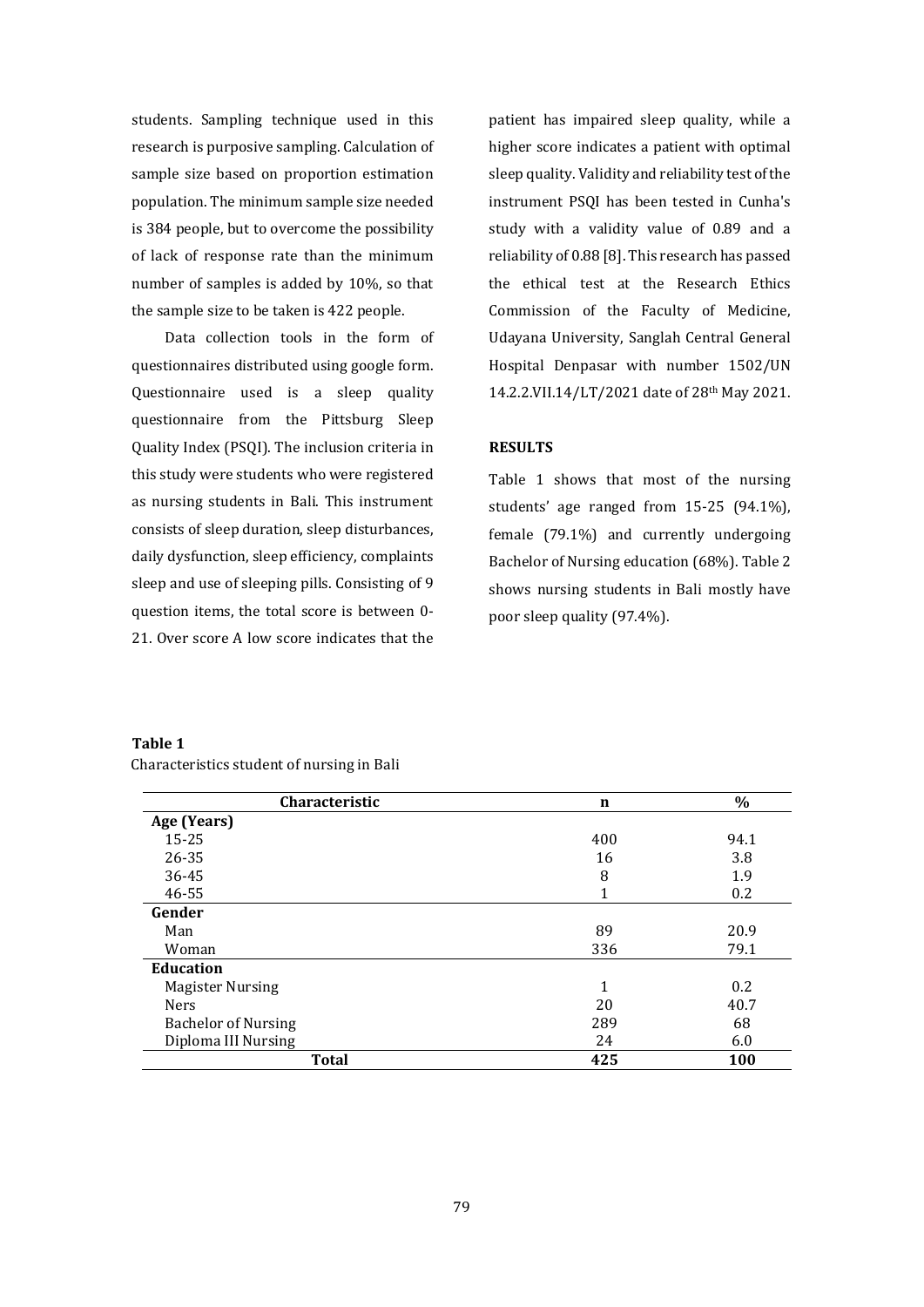students. Sampling technique used in this research is purposive sampling. Calculation of sample size based on proportion estimation population. The minimum sample size needed is 384 people, but to overcome the possibility of lack of response rate than the minimum number of samples is added by 10%, so that the sample size to be taken is 422 people.

Data collection tools in the form of questionnaires distributed using google form. Questionnaire used is a sleep quality questionnaire from the Pittsburg Sleep Quality Index (PSQI). The inclusion criteria in this study were students who were registered as nursing students in Bali. This instrument consists of sleep duration, sleep disturbances, daily dysfunction, sleep efficiency, complaints sleep and use of sleeping pills. Consisting of 9 question items, the total score is between 0-21. Over score A low score indicates that the patient has impaired sleep quality, while a higher score indicates a patient with optimal sleep quality. Validity and reliability test of the instrument PSQI has been tested in Cunha's study with a validity value of 0.89 and a reliability of 0.88 [8]. This research has passed the ethical test at the Research Ethics Commission of the Faculty of Medicine, Udayana University, Sanglah Central General Hospital Denpasar with number 1502/UN 14.2.2.VII.14/LT/2021 date of 28th May 2021.

## RESULTS

Table 1 shows that most of the nursing students' age ranged from 15-25 (94.1%), female (79.1%) and currently undergoing Bachelor of Nursing education (68%). Table 2 shows nursing students in Bali mostly have poor sleep quality (97.4%).

**Table 1**

Characteristics student of nursing in Bali

| Characteristic | n | % |
|---|---|---|
| **Age (Years)** | | |
| 15-25 | 400 | 94.1 |
| 26-35 | 16 | 3.8 |
| 36-45 | 8 | 1.9 |
| 46-55 | 1 | 0.2 |
| **Gender** | | |
| Man | 89 | 20.9 |
| Woman | 336 | 79.1 |
| **Education** | | |
| Magister Nursing | 1 | 0.2 |
| Ners | 20 | 40.7 |
| Bachelor of Nursing | 289 | 68 |
| Diploma III Nursing | 24 | 6.0 |
| **Total** | **425** | **100** |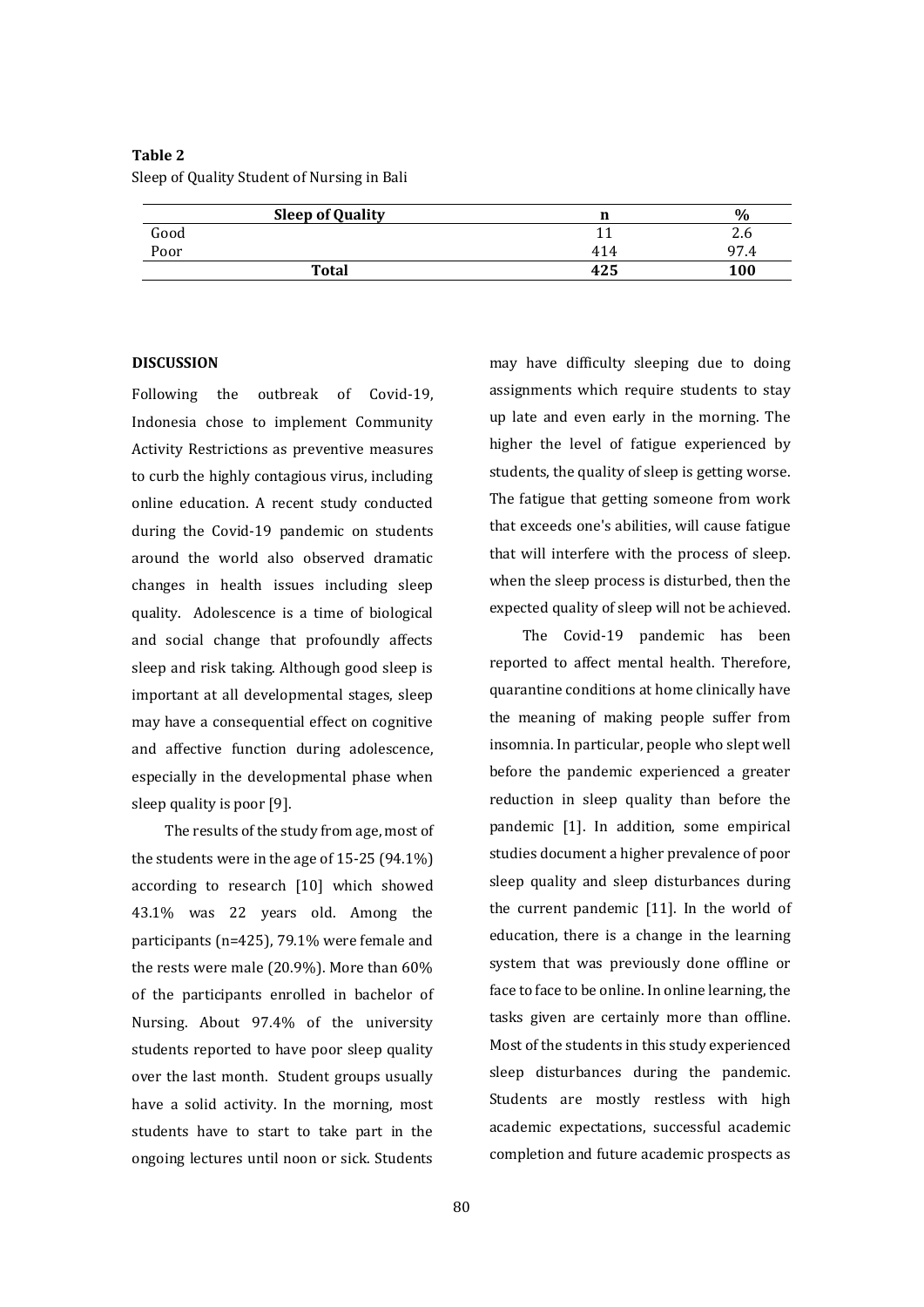**Table 2**

Sleep of Quality Student of Nursing in Bali

| Sleep of Quality | n | % |
|---|---|---|
| Good | 11 | 2.6 |
| Poor | 414 | 97.4 |
| **Total** | **425** | **100** |

## DISCUSSION

Following the outbreak of Covid-19, Indonesia chose to implement Community Activity Restrictions as preventive measures to curb the highly contagious virus, including online education. A recent study conducted during the Covid-19 pandemic on students around the world also observed dramatic changes in health issues including sleep quality. Adolescence is a time of biological and social change that profoundly affects sleep and risk taking. Although good sleep is important at all developmental stages, sleep may have a consequential effect on cognitive and affective function during adolescence, especially in the developmental phase when sleep quality is poor [9].

The results of the study from age, most of the students were in the age of 15-25 (94.1%) according to research [10] which showed 43.1% was 22 years old. Among the participants (n=425), 79.1% were female and the rests were male (20.9%). More than 60% of the participants enrolled in bachelor of Nursing. About 97.4% of the university students reported to have poor sleep quality over the last month. Student groups usually have a solid activity. In the morning, most students have to start to take part in the ongoing lectures until noon or sick. Students may have difficulty sleeping due to doing assignments which require students to stay up late and even early in the morning. The higher the level of fatigue experienced by students, the quality of sleep is getting worse. The fatigue that getting someone from work that exceeds one's abilities, will cause fatigue that will interfere with the process of sleep. when the sleep process is disturbed, then the expected quality of sleep will not be achieved.

The Covid-19 pandemic has been reported to affect mental health. Therefore, quarantine conditions at home clinically have the meaning of making people suffer from insomnia. In particular, people who slept well before the pandemic experienced a greater reduction in sleep quality than before the pandemic [1]. In addition, some empirical studies document a higher prevalence of poor sleep quality and sleep disturbances during the current pandemic [11]. In the world of education, there is a change in the learning system that was previously done offline or face to face to be online. In online learning, the tasks given are certainly more than offline. Most of the students in this study experienced sleep disturbances during the pandemic. Students are mostly restless with high academic expectations, successful academic completion and future academic prospects as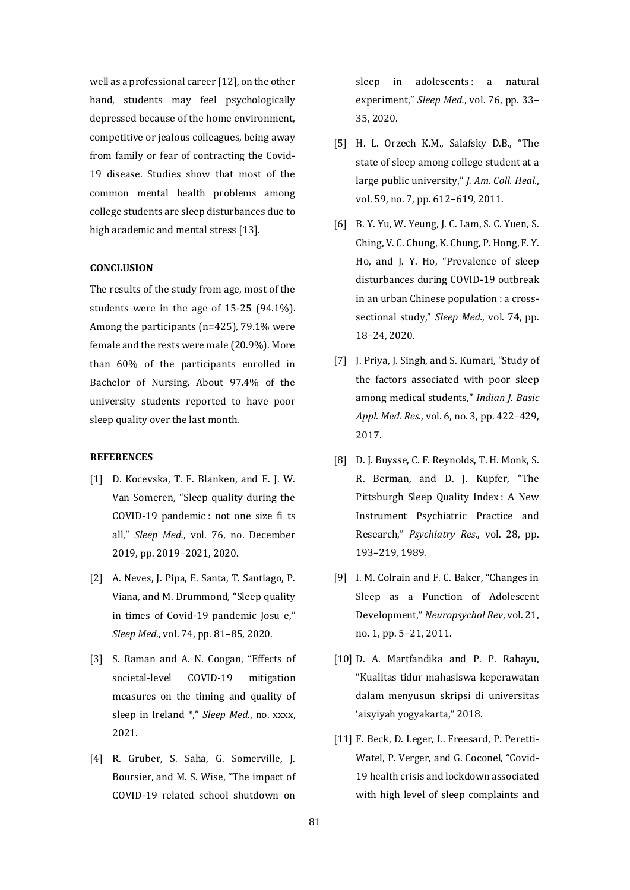well as a professional career [12], on the other hand, students may feel psychologically depressed because of the home environment, competitive or jealous colleagues, being away from family or fear of contracting the Covid-19 disease. Studies show that most of the common mental health problems among college students are sleep disturbances due to high academic and mental stress [13].

## CONCLUSION

The results of the study from age, most of the students were in the age of 15-25 (94.1%). Among the participants (n=425), 79.1% were female and the rests were male (20.9%). More than 60% of the participants enrolled in Bachelor of Nursing. About 97.4% of the university students reported to have poor sleep quality over the last month.

## REFERENCES

[1] D. Kocevska, T. F. Blanken, and E. J. W. Van Someren, "Sleep quality during the COVID-19 pandemic : not one size fi ts all," *Sleep Med.*, vol. 76, no. December 2019, pp. 2019–2021, 2020.

[2] A. Neves, J. Pipa, E. Santa, T. Santiago, P. Viana, and M. Drummond, "Sleep quality in times of Covid-19 pandemic Josu e," *Sleep Med.*, vol. 74, pp. 81–85, 2020.

[3] S. Raman and A. N. Coogan, "Effects of societal-level COVID-19 mitigation measures on the timing and quality of sleep in Ireland *," *Sleep Med.*, no. xxxx, 2021.

[4] R. Gruber, S. Saha, G. Somerville, J. Boursier, and M. S. Wise, "The impact of COVID-19 related school shutdown on sleep in adolescents : a natural experiment," *Sleep Med.*, vol. 76, pp. 33–35, 2020.

[5] H. L. Orzech K.M., Salafsky D.B., "The state of sleep among college student at a large public university," *J. Am. Coll. Heal.*, vol. 59, no. 7, pp. 612–619, 2011.

[6] B. Y. Yu, W. Yeung, J. C. Lam, S. C. Yuen, S. Ching, V. C. Chung, K. Chung, P. Hong, F. Y. Ho, and J. Y. Ho, "Prevalence of sleep disturbances during COVID-19 outbreak in an urban Chinese population : a cross-sectional study," *Sleep Med.*, vol. 74, pp. 18–24, 2020.

[7] J. Priya, J. Singh, and S. Kumari, "Study of the factors associated with poor sleep among medical students," *Indian J. Basic Appl. Med. Res.*, vol. 6, no. 3, pp. 422–429, 2017.

[8] D. J. Buysse, C. F. Reynolds, T. H. Monk, S. R. Berman, and D. J. Kupfer, "The Pittsburgh Sleep Quality Index : A New Instrument Psychiatric Practice and Research," *Psychiatry Res.*, vol. 28, pp. 193–219, 1989.

[9] I. M. Colrain and F. C. Baker, "Changes in Sleep as a Function of Adolescent Development," *Neuropsychol Rev*, vol. 21, no. 1, pp. 5–21, 2011.

[10] D. A. Martfandika and P. P. Rahayu, "Kualitas tidur mahasiswa keperawatan dalam menyusun skripsi di universitas 'aisyiyah yogyakarta," 2018.

[11] F. Beck, D. Leger, L. Freesard, P. Peretti-Watel, P. Verger, and G. Coconel, "Covid-19 health crisis and lockdown associated with high level of sleep complaints and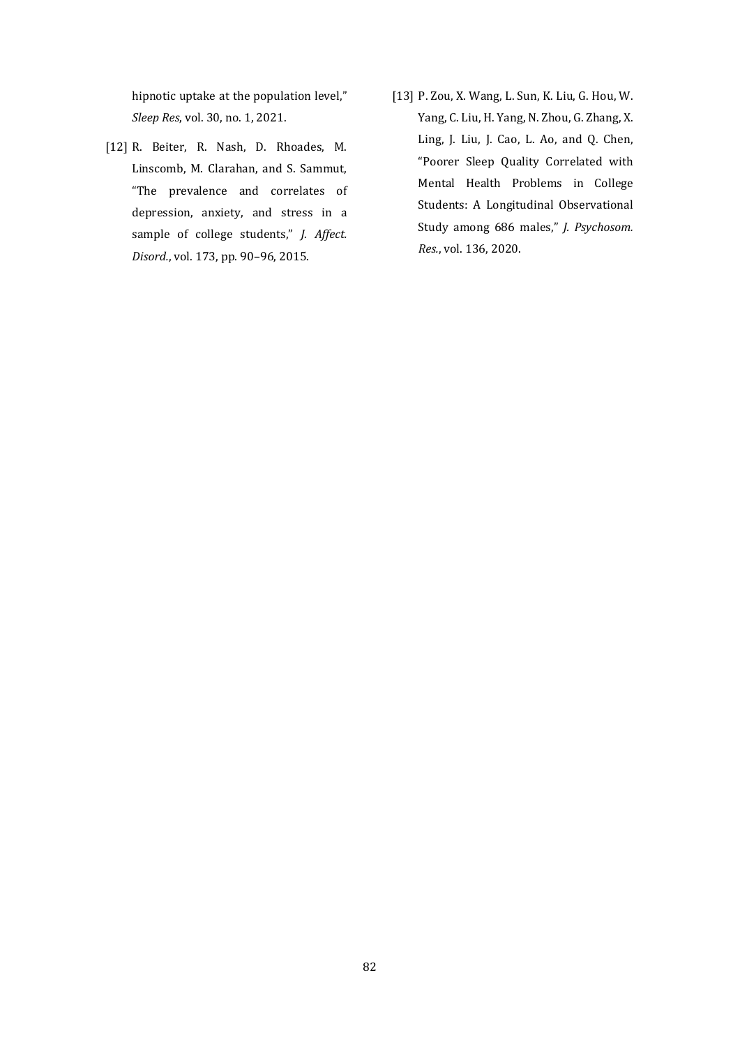hipnotic uptake at the population level," *Sleep Res*, vol. 30, no. 1, 2021.

[12] R. Beiter, R. Nash, D. Rhoades, M. Linscomb, M. Clarahan, and S. Sammut, "The prevalence and correlates of depression, anxiety, and stress in a sample of college students," *J. Affect. Disord.*, vol. 173, pp. 90–96, 2015.

[13] P. Zou, X. Wang, L. Sun, K. Liu, G. Hou, W. Yang, C. Liu, H. Yang, N. Zhou, G. Zhang, X. Ling, J. Liu, J. Cao, L. Ao, and Q. Chen, "Poorer Sleep Quality Correlated with Mental Health Problems in College Students: A Longitudinal Observational Study among 686 males," *J. Psychosom. Res.*, vol. 136, 2020.